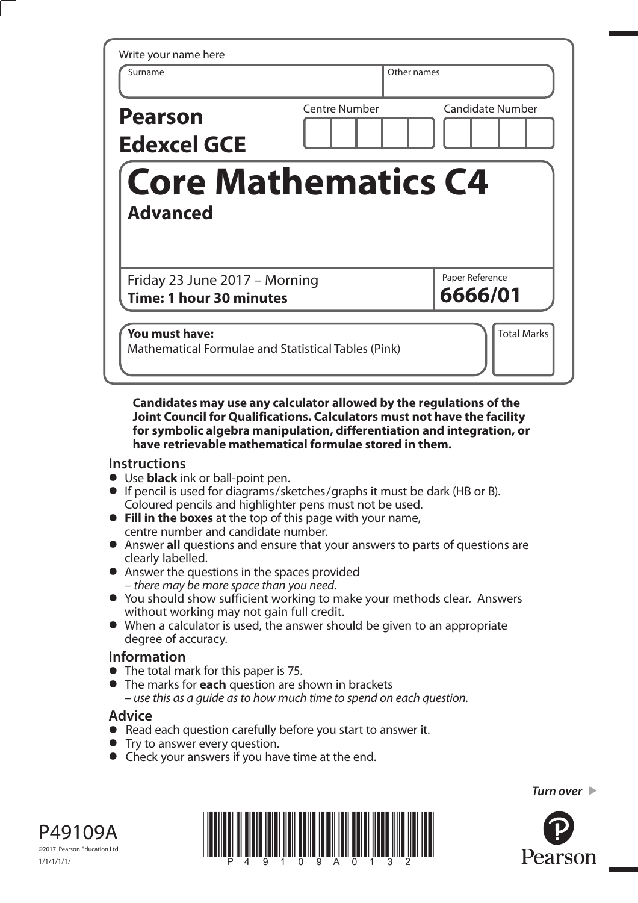Write your name here

| Surname | Other names |
|---|---|
| | |

**Pearson Edexcel GCE**

| Centre Number | Candidate Number |
|---|---|
| | |

# Core Mathematics C4

## Advanced

Friday 23 June 2017 – Morning
**Time: 1 hour 30 minutes**

Paper Reference
**6666/01**

**You must have:**
Mathematical Formulae and Statistical Tables (Pink)

Total Marks

**Candidates may use any calculator allowed by the regulations of the Joint Council for Qualifications. Calculators must not have the facility for symbolic algebra manipulation, differentiation and integration, or have retrievable mathematical formulae stored in them.**

### Instructions

- Use **black** ink or ball-point pen.
- If pencil is used for diagrams/sketches/graphs it must be dark (HB or B). Coloured pencils and highlighter pens must not be used.
- **Fill in the boxes** at the top of this page with your name, centre number and candidate number.
- Answer **all** questions and ensure that your answers to parts of questions are clearly labelled.
- Answer the questions in the spaces provided – *there may be more space than you need.*
- You should show sufficient working to make your methods clear. Answers without working may not gain full credit.
- When a calculator is used, the answer should be given to an appropriate degree of accuracy.

### Information

- The total mark for this paper is 75.
- The marks for **each** question are shown in brackets – *use this as a guide as to how much time to spend on each question.*

### Advice

- Read each question carefully before you start to answer it.
- Try to answer every question.
- Check your answers if you have time at the end.

*Turn over*

P49109A
©2017 Pearson Education Ltd.
1/1/1/1/1/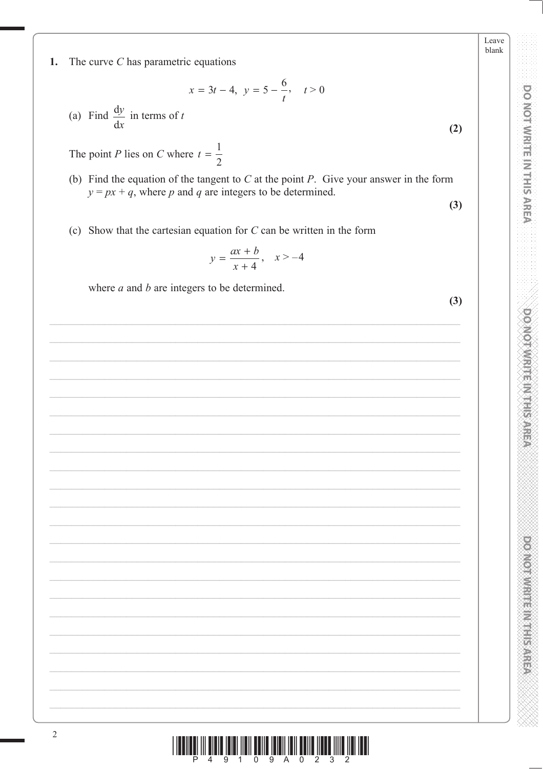**1.** The curve $C$ has parametric equations

$$x = 3t - 4, \ \ y = 5 - \frac{6}{t}, \quad t > 0$$

(a) Find $\frac{\mathrm{d}y}{\mathrm{d}x}$ in terms of $t$

**(2)**

The point $P$ lies on $C$ where $t = \frac{1}{2}$

(b) Find the equation of the tangent to $C$ at the point $P$. Give your answer in the form $y = px + q$, where $p$ and $q$ are integers to be determined.

**(3)**

(c) Show that the cartesian equation for $C$ can be written in the form

$$y = \frac{ax + b}{x + 4}, \quad x > -4$$

where $a$ and $b$ are integers to be determined.

**(3)**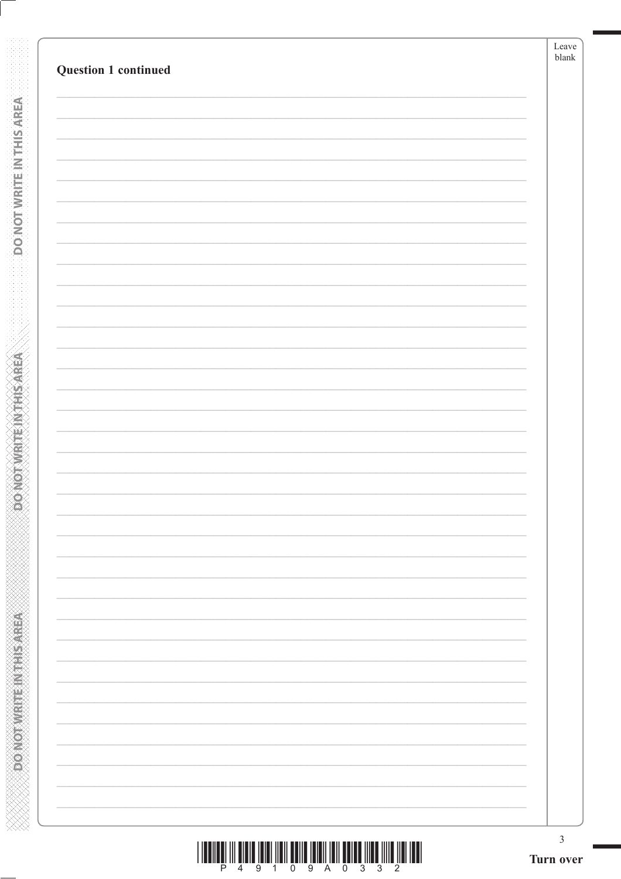**Question 1 continued**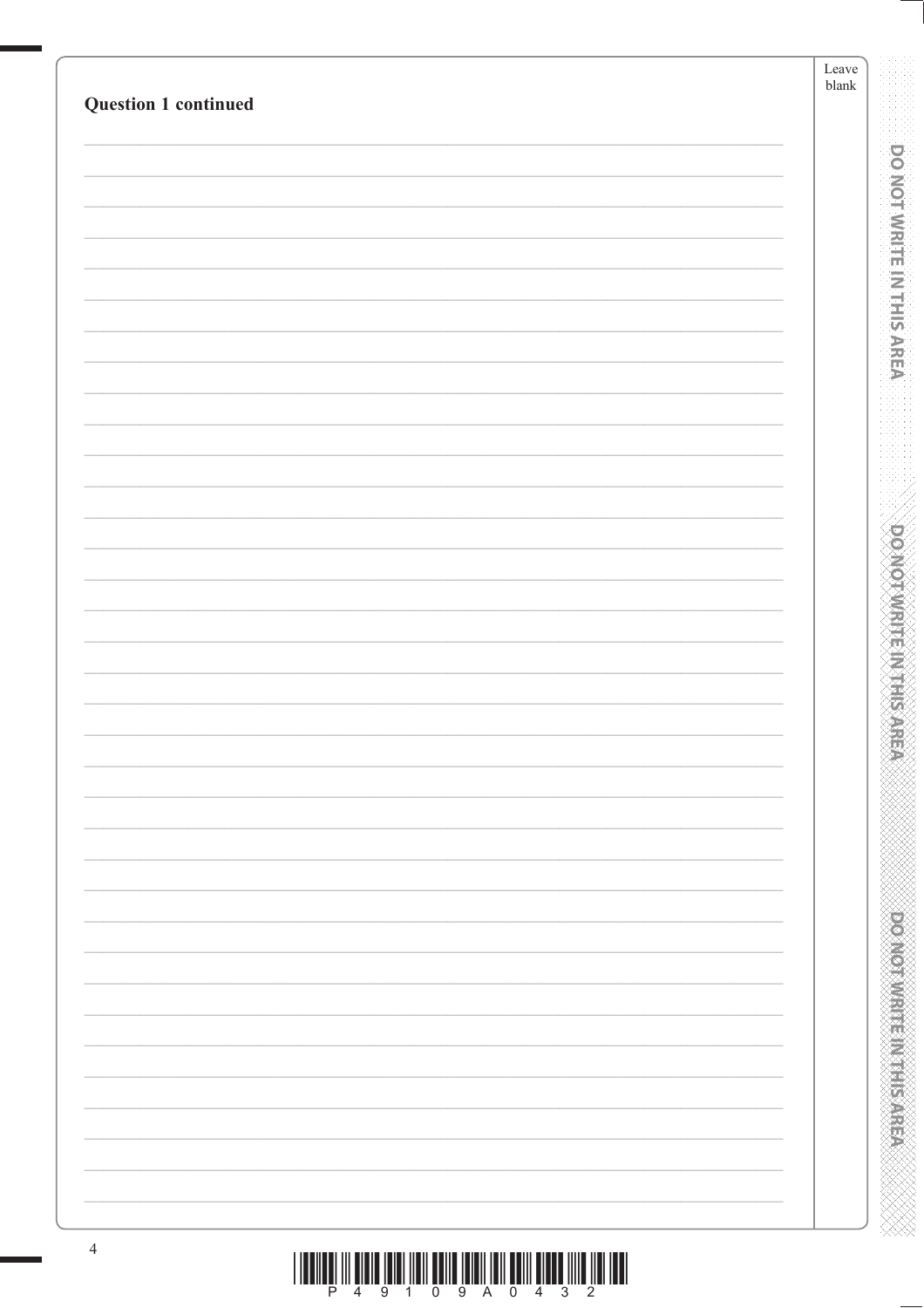**Question 1 continued**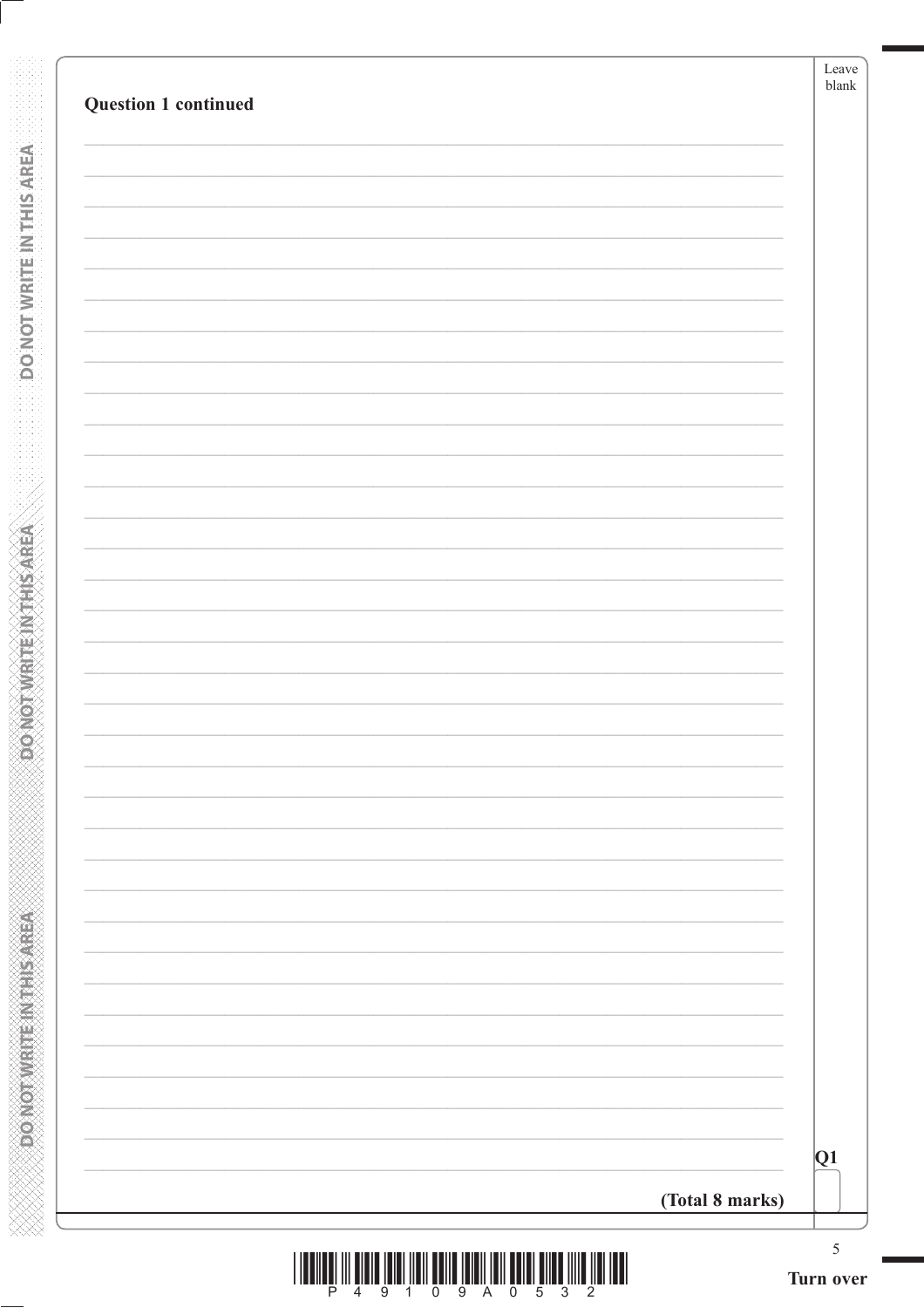**Question 1 continued**

**Q1**

**(Total 8 marks)**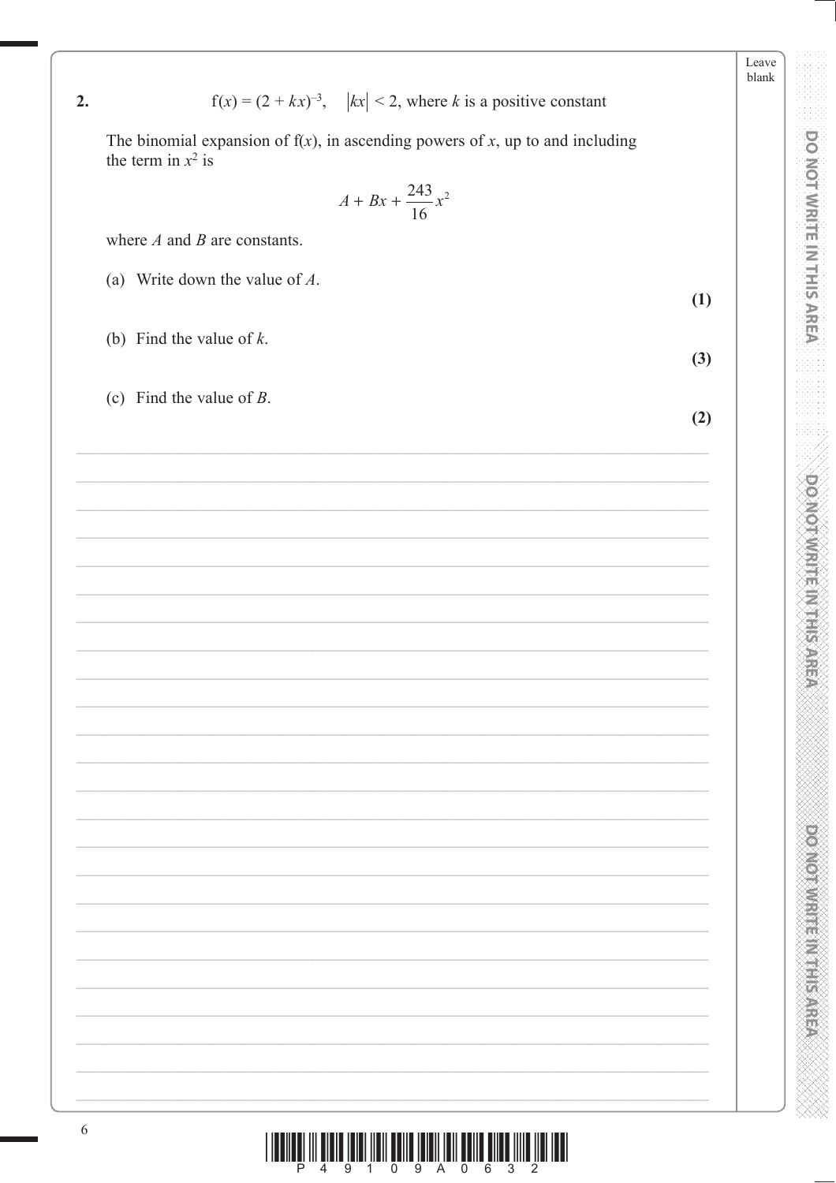**2.** $\mathrm{f}(x) = (2 + kx)^{-3}, \quad |kx| < 2$, where $k$ is a positive constant

The binomial expansion of $\mathrm{f}(x)$, in ascending powers of $x$, up to and including the term in $x^2$ is

$$A + Bx + \frac{243}{16}x^2$$

where $A$ and $B$ are constants.

(a) Write down the value of $A$.

**(1)**

(b) Find the value of $k$.

**(3)**

(c) Find the value of $B$.

**(2)**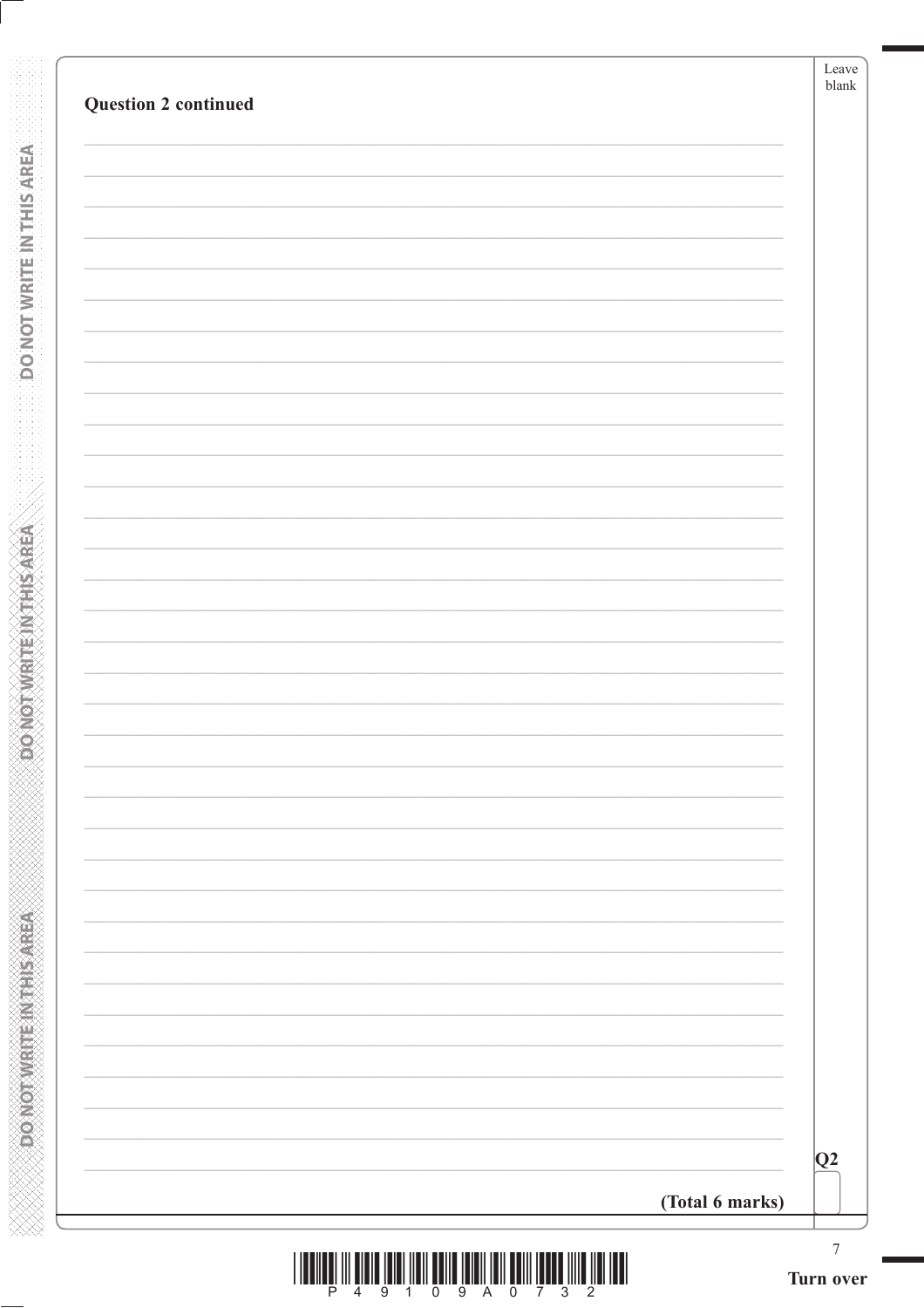**Question 2 continued**

**(Total 6 marks)**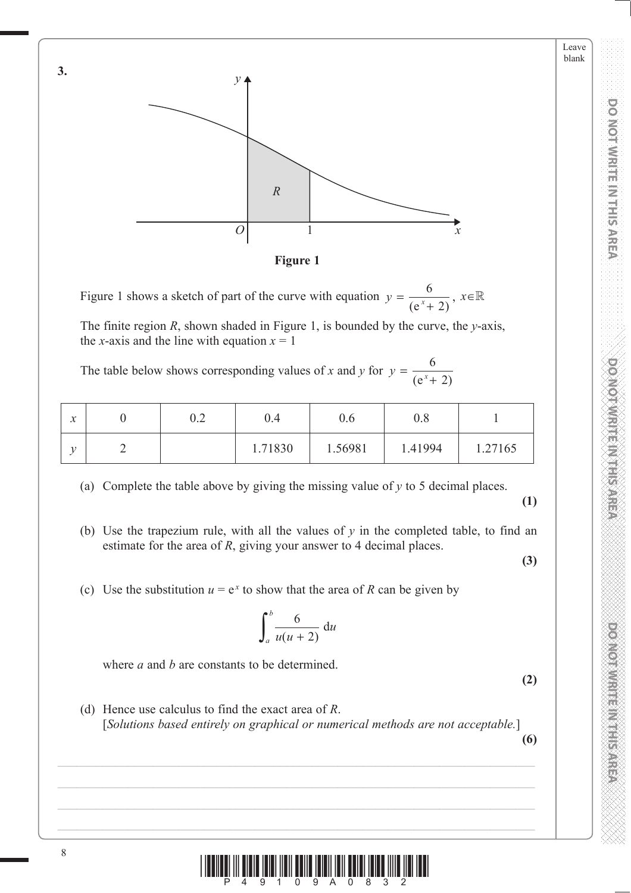**3.**

**Figure 1**

Figure 1 shows a sketch of part of the curve with equation $y = \dfrac{6}{(e^x + 2)}$, $x \in \mathbb{R}$

The finite region $R$, shown shaded in Figure 1, is bounded by the curve, the $y$-axis, the $x$-axis and the line with equation $x = 1$

The table below shows corresponding values of $x$ and $y$ for $y = \dfrac{6}{(e^x + 2)}$

| $x$ | 0 | 0.2 | 0.4 | 0.6 | 0.8 | 1 |
|---|---|---|---|---|---|---|
| $y$ | 2 | | 1.71830 | 1.56981 | 1.41994 | 1.27165 |

(a) Complete the table above by giving the missing value of $y$ to 5 decimal places.
**(1)**

(b) Use the trapezium rule, with all the values of $y$ in the completed table, to find an estimate for the area of $R$, giving your answer to 4 decimal places.
**(3)**

(c) Use the substitution $u = e^x$ to show that the area of $R$ can be given by

$$\int_a^b \frac{6}{u(u+2)}\,du$$

where $a$ and $b$ are constants to be determined.
**(2)**

(d) Hence use calculus to find the exact area of $R$.
[*Solutions based entirely on graphical or numerical methods are not acceptable.*]
**(6)**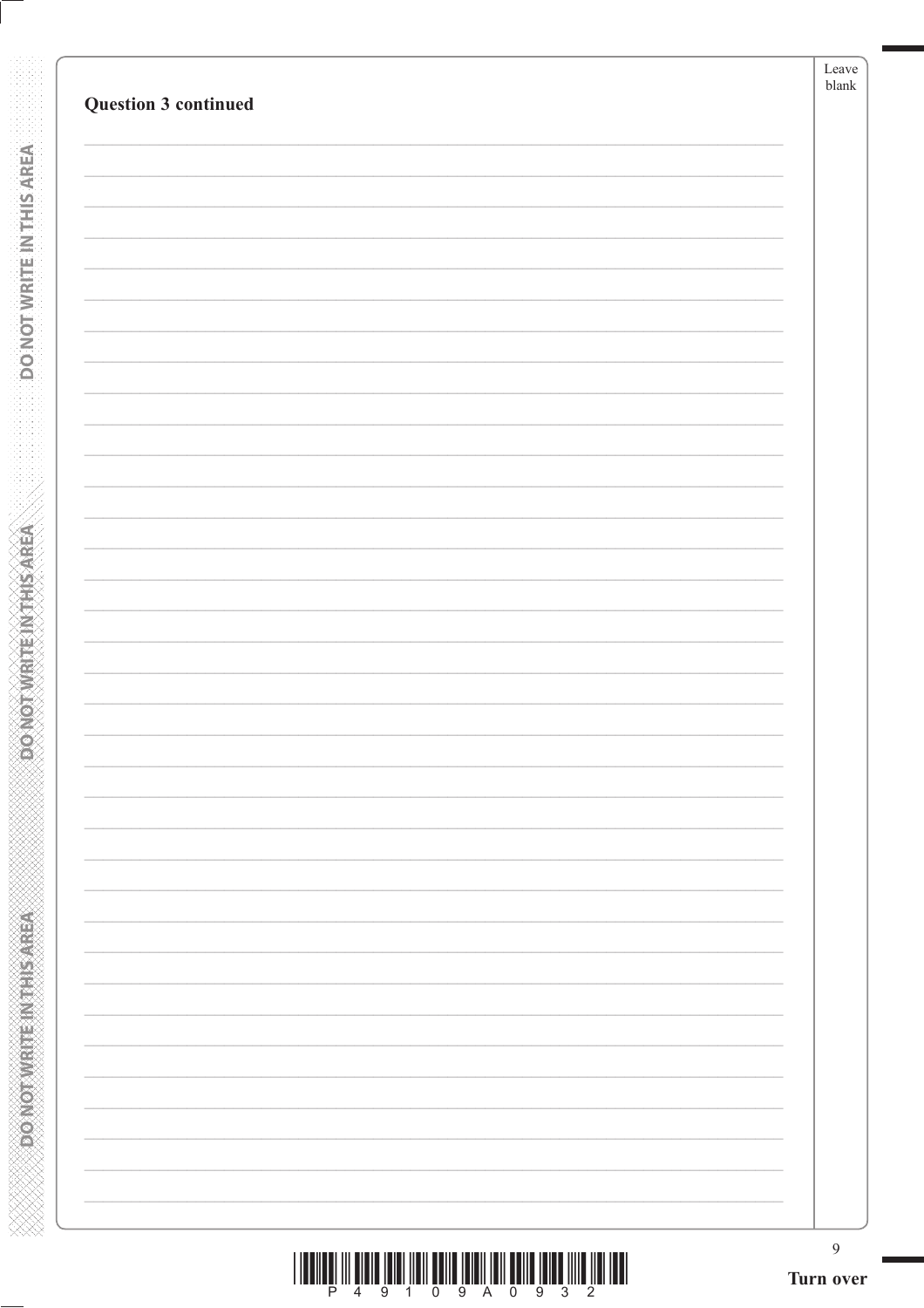**Question 3 continued**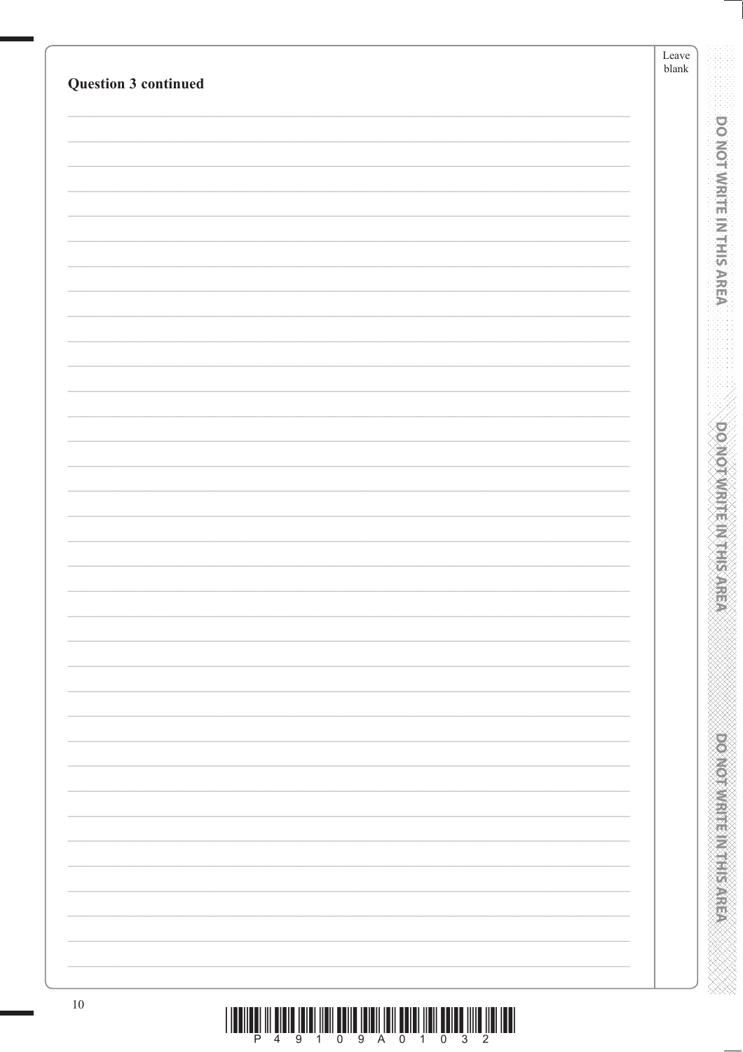**Question 3 continued**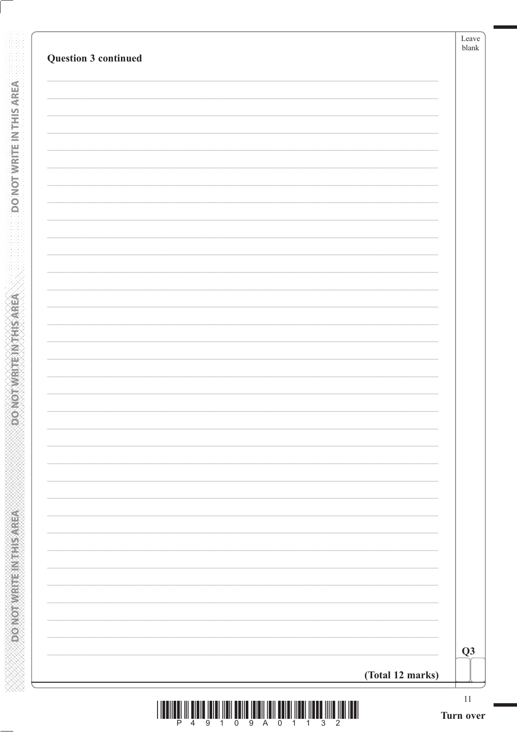**Question 3 continued**

(Total 12 marks)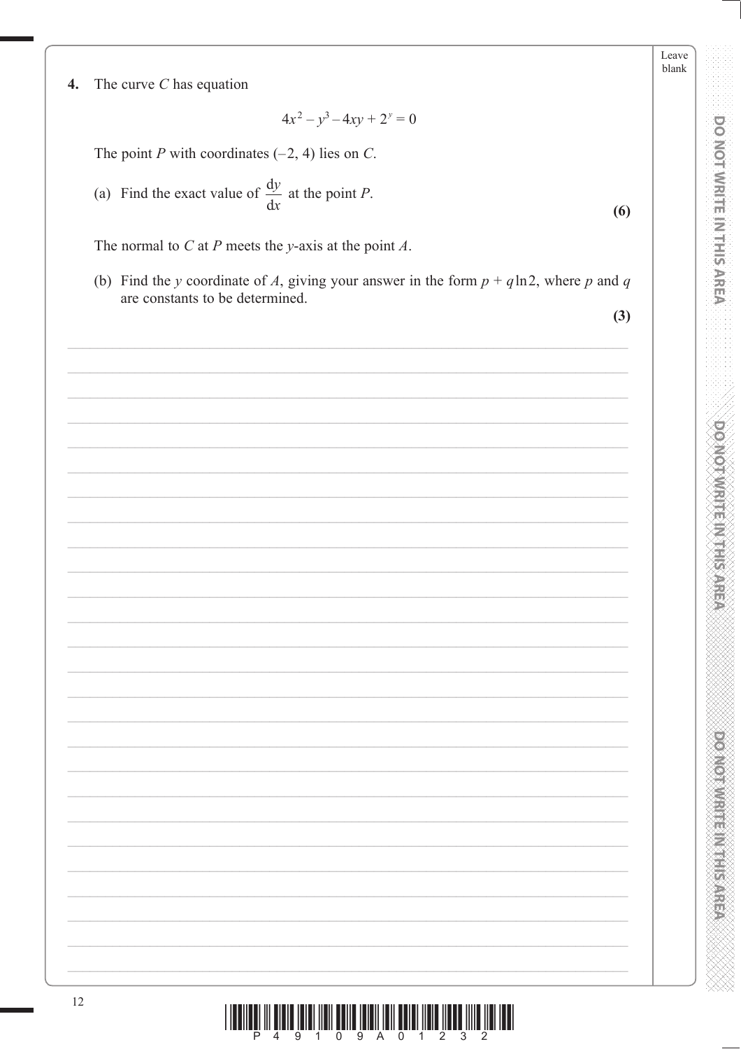**4.** The curve $C$ has equation

$$4x^2 - y^3 - 4xy + 2^y = 0$$

The point $P$ with coordinates $(-2, 4)$ lies on $C$.

(a) Find the exact value of $\frac{dy}{dx}$ at the point $P$.

**(6)**

The normal to $C$ at $P$ meets the $y$-axis at the point $A$.

(b) Find the $y$ coordinate of $A$, giving your answer in the form $p + q\ln 2$, where $p$ and $q$ are constants to be determined.

**(3)**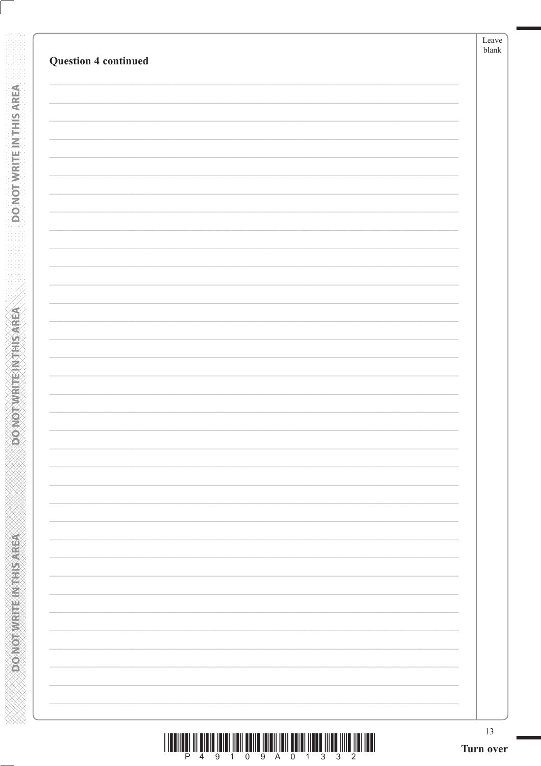**Question 4 continued**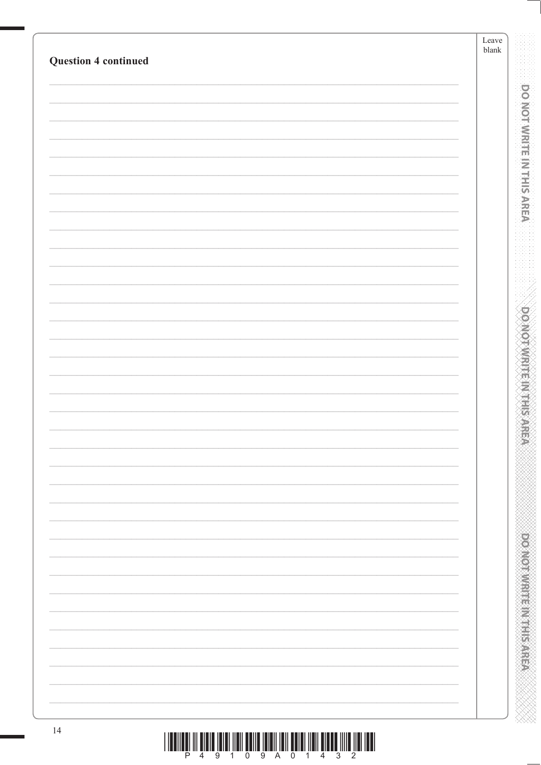**Question 4 continued**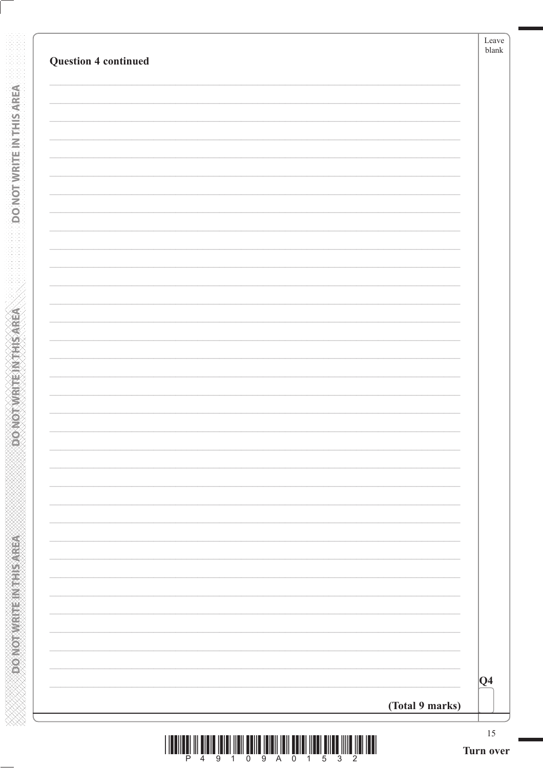**Question 4 continued**

Q4

**(Total 9 marks)**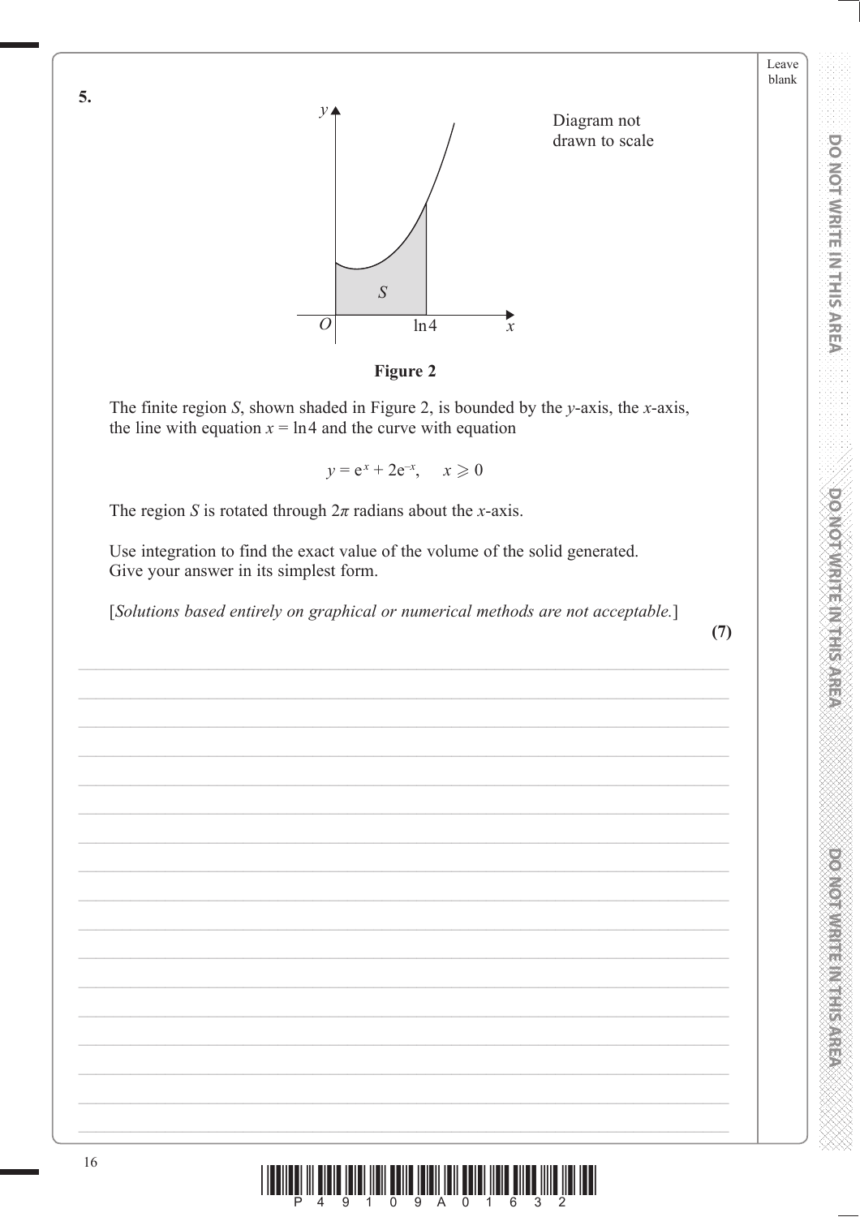**5.**

Diagram not drawn to scale

**Figure 2**

The finite region $S$, shown shaded in Figure 2, is bounded by the $y$-axis, the $x$-axis, the line with equation $x = \ln 4$ and the curve with equation

$$y = e^x + 2e^{-x}, \quad x \geqslant 0$$

The region $S$ is rotated through $2\pi$ radians about the $x$-axis.

Use integration to find the exact value of the volume of the solid generated. Give your answer in its simplest form.

[*Solutions based entirely on graphical or numerical methods are not acceptable.*]

**(7)**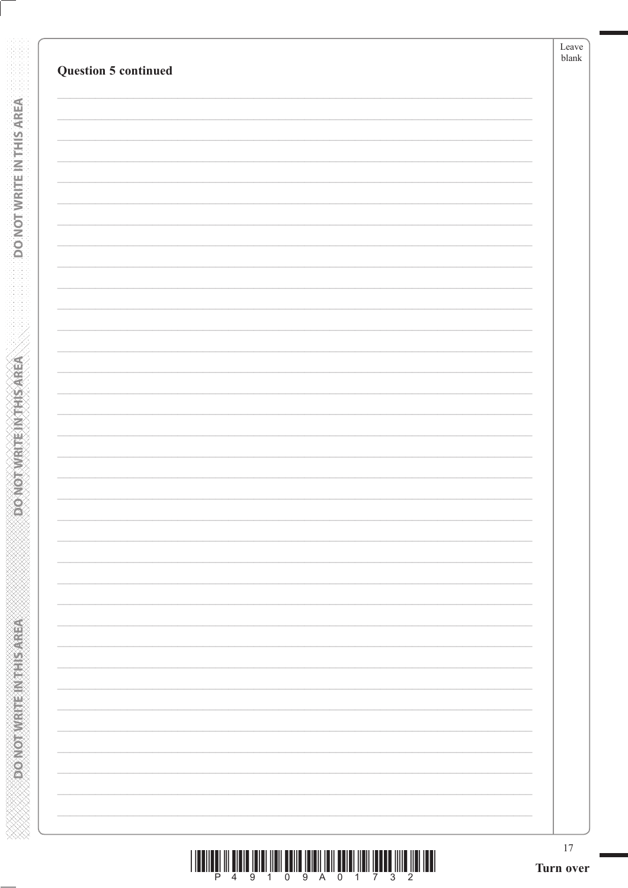**Question 5 continued**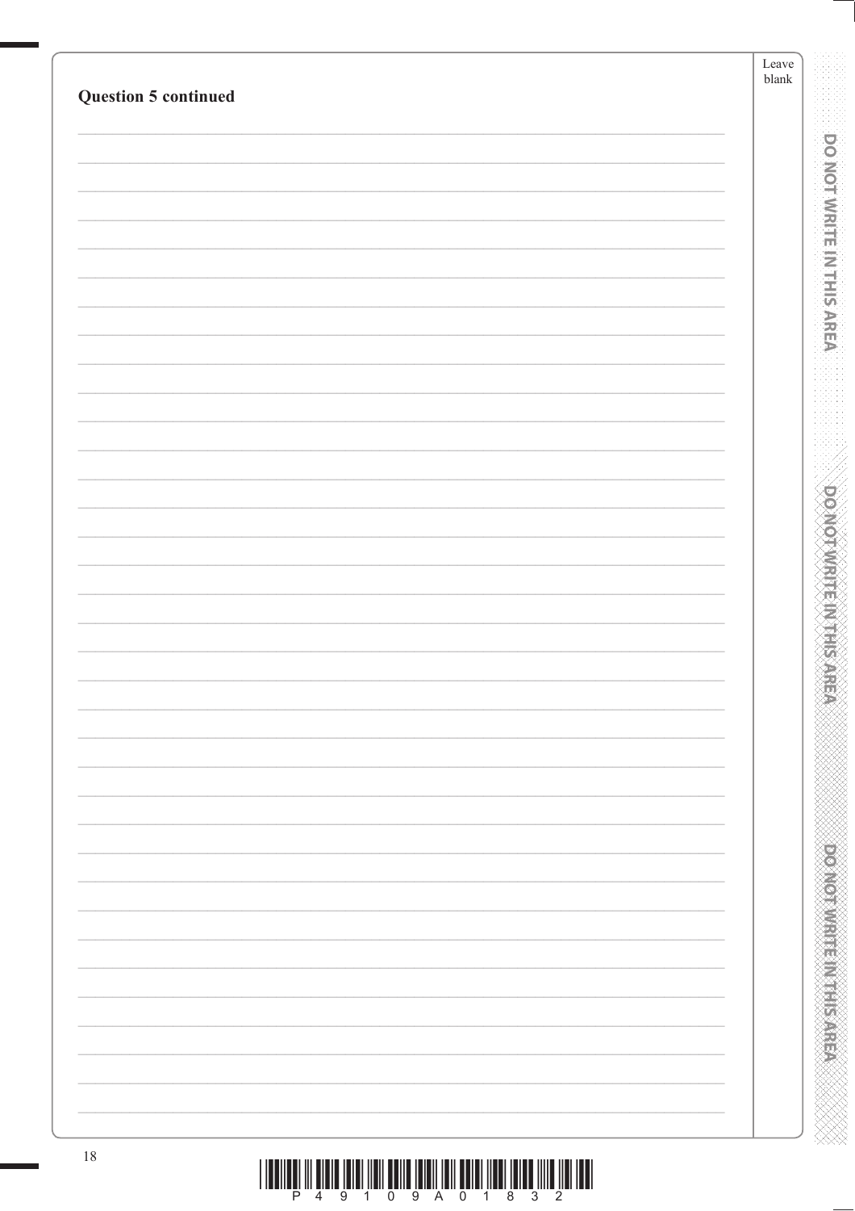**Question 5 continued**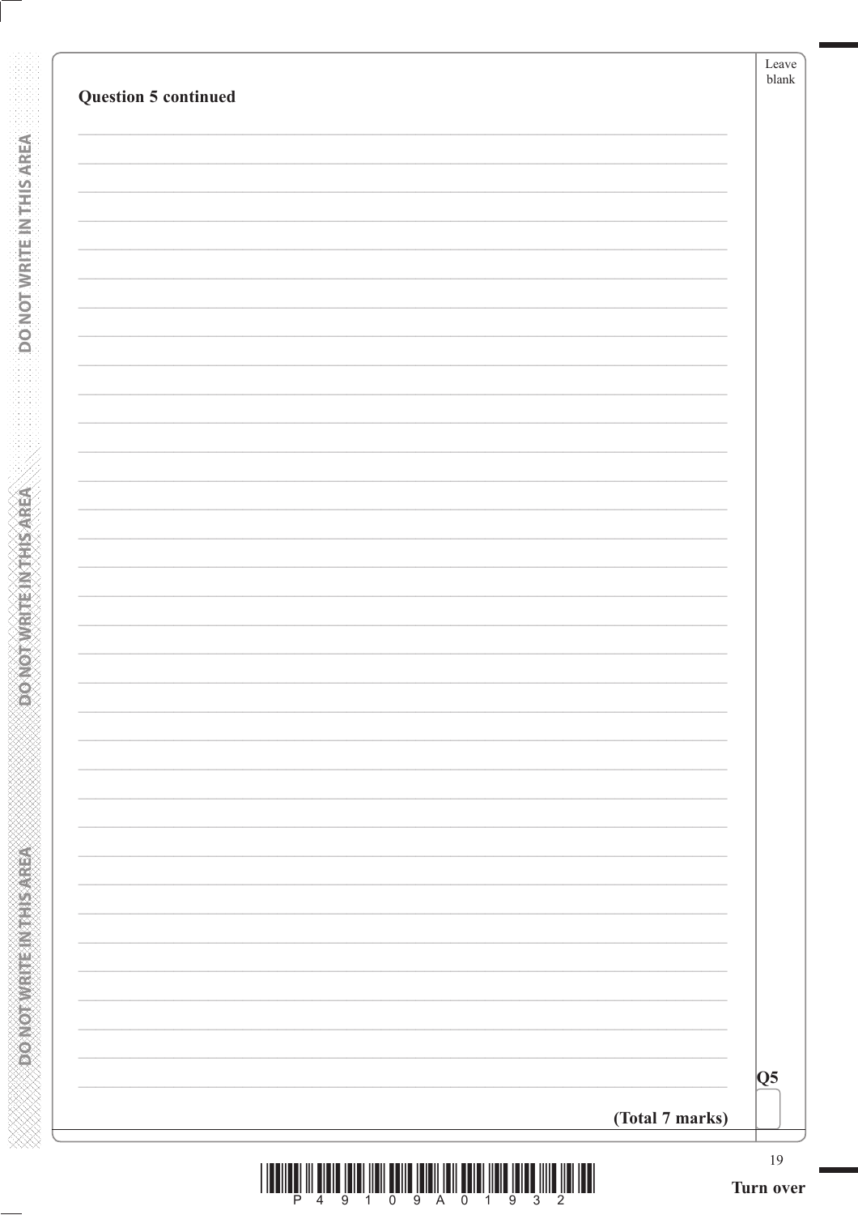**Question 5 continued**

**(Total 7 marks)**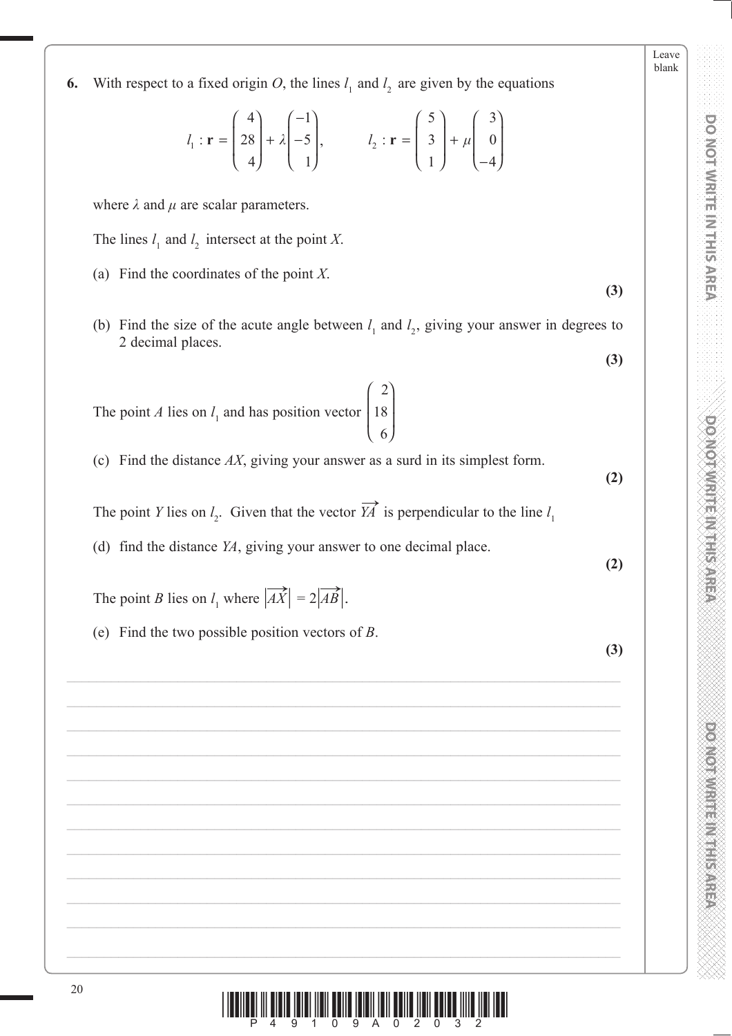**6.** With respect to a fixed origin $O$, the lines $l_1$ and $l_2$ are given by the equations

$$l_1 : \mathbf{r} = \begin{pmatrix} 4 \\ 28 \\ 4 \end{pmatrix} + \lambda \begin{pmatrix} -1 \\ -5 \\ 1 \end{pmatrix}, \qquad l_2 : \mathbf{r} = \begin{pmatrix} 5 \\ 3 \\ 1 \end{pmatrix} + \mu \begin{pmatrix} 3 \\ 0 \\ -4 \end{pmatrix}$$

where $\lambda$ and $\mu$ are scalar parameters.

The lines $l_1$ and $l_2$ intersect at the point $X$.

(a) Find the coordinates of the point $X$.
**(3)**

(b) Find the size of the acute angle between $l_1$ and $l_2$, giving your answer in degrees to 2 decimal places.
**(3)**

The point $A$ lies on $l_1$ and has position vector $\begin{pmatrix} 2 \\ 18 \\ 6 \end{pmatrix}$

(c) Find the distance $AX$, giving your answer as a surd in its simplest form.
**(2)**

The point $Y$ lies on $l_2$. Given that the vector $\overrightarrow{YA}$ is perpendicular to the line $l_1$

(d) find the distance $YA$, giving your answer to one decimal place.
**(2)**

The point $B$ lies on $l_1$ where $|\overrightarrow{AX}| = 2|\overrightarrow{AB}|$.

(e) Find the two possible position vectors of $B$.
**(3)**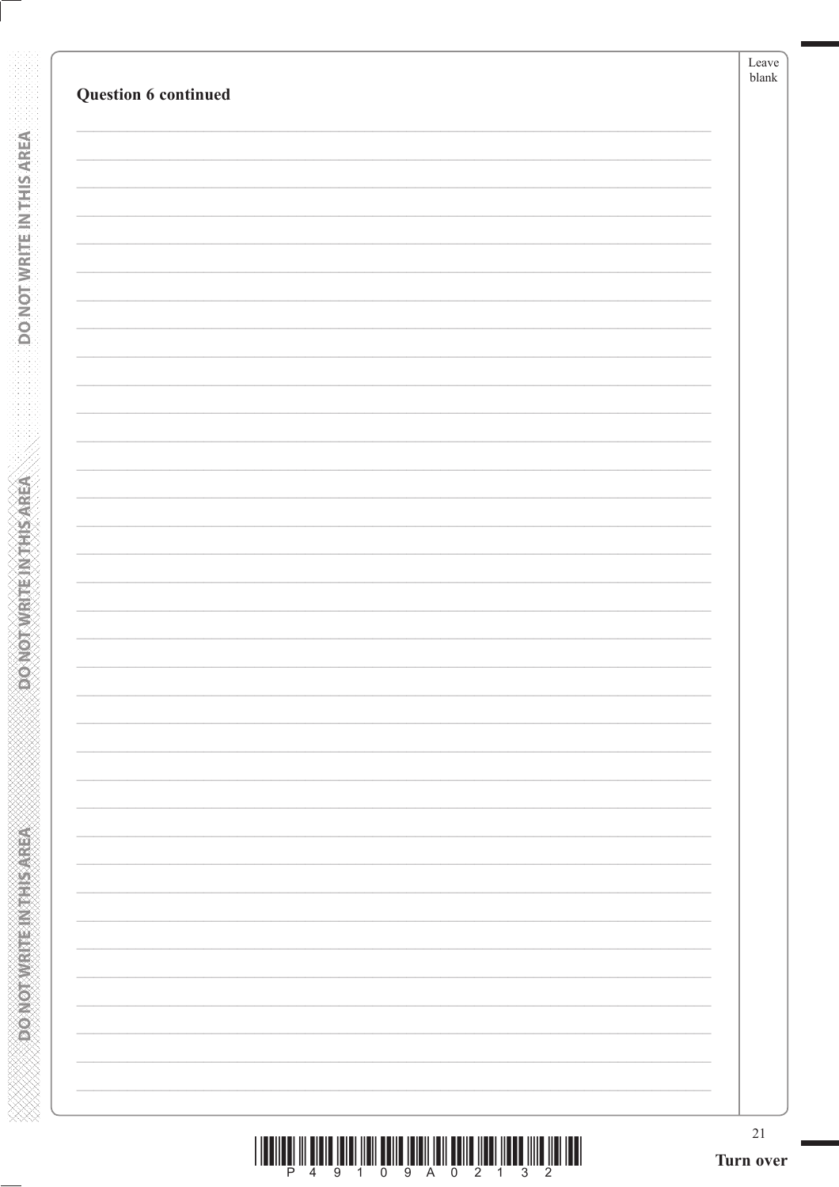**Question 6 continued**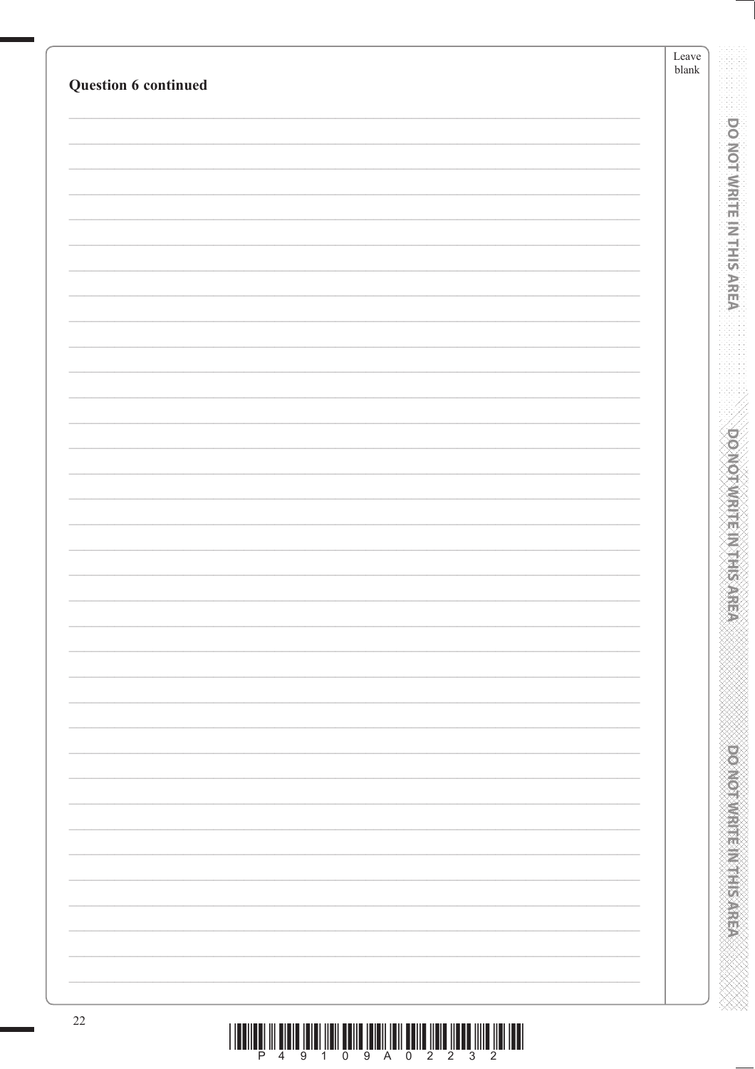**Question 6 continued**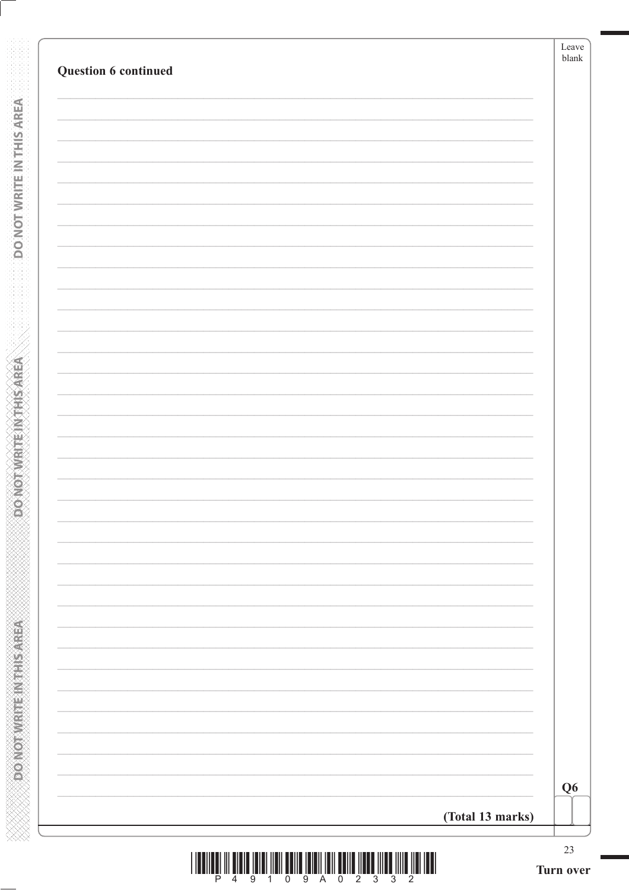**Question 6 continued**

**(Total 13 marks)**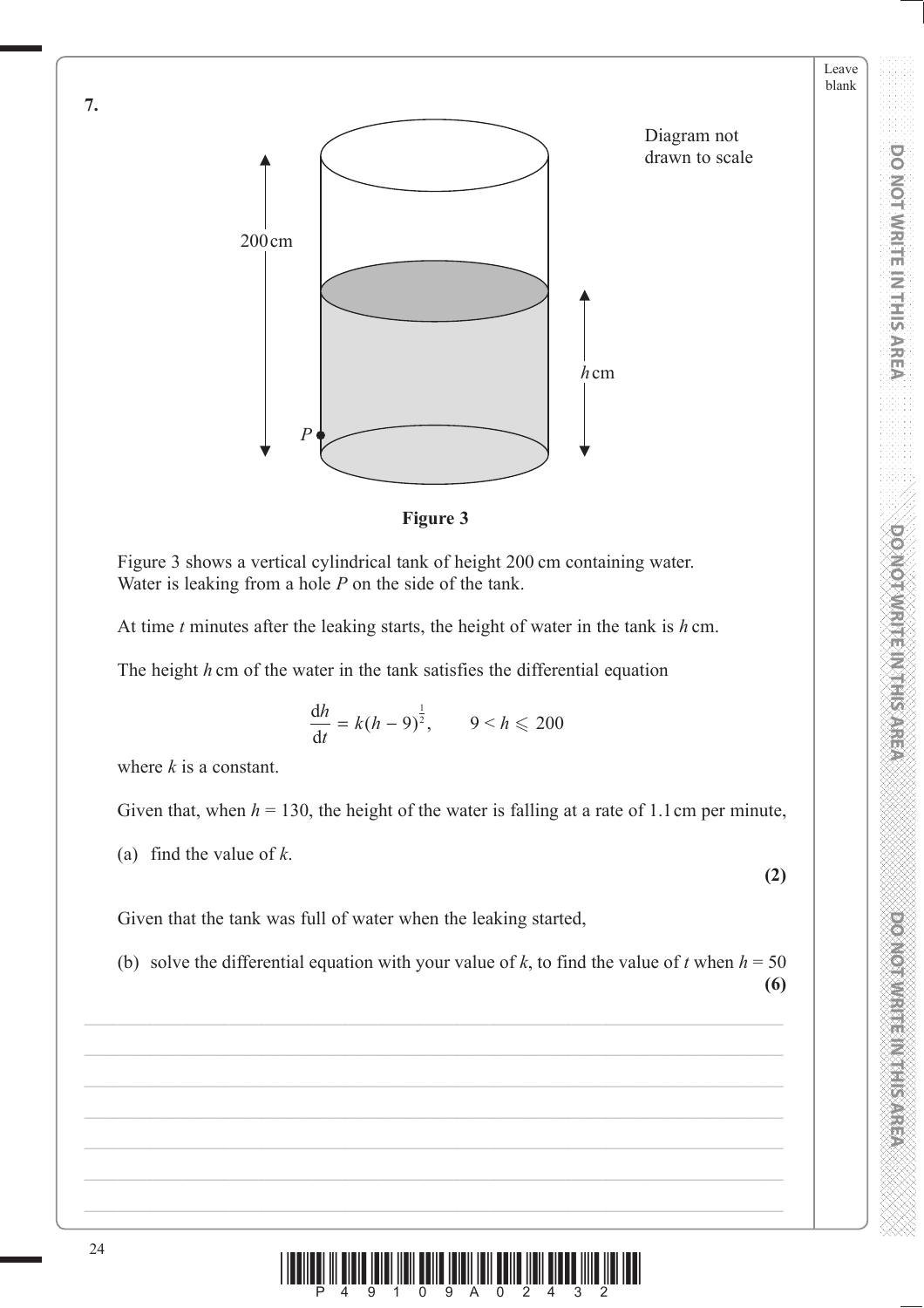**7.**

Diagram not drawn to scale

200 cm

$h$ cm

$P$

**Figure 3**

Figure 3 shows a vertical cylindrical tank of height 200 cm containing water. Water is leaking from a hole $P$ on the side of the tank.

At time $t$ minutes after the leaking starts, the height of water in the tank is $h$ cm.

The height $h$ cm of the water in the tank satisfies the differential equation

$$\frac{\mathrm{d}h}{\mathrm{d}t} = k(h-9)^{\frac{1}{2}}, \qquad 9 < h \leqslant 200$$

where $k$ is a constant.

Given that, when $h = 130$, the height of the water is falling at a rate of 1.1 cm per minute,

(a) find the value of $k$.

**(2)**

Given that the tank was full of water when the leaking started,

(b) solve the differential equation with your value of $k$, to find the value of $t$ when $h = 50$

**(6)**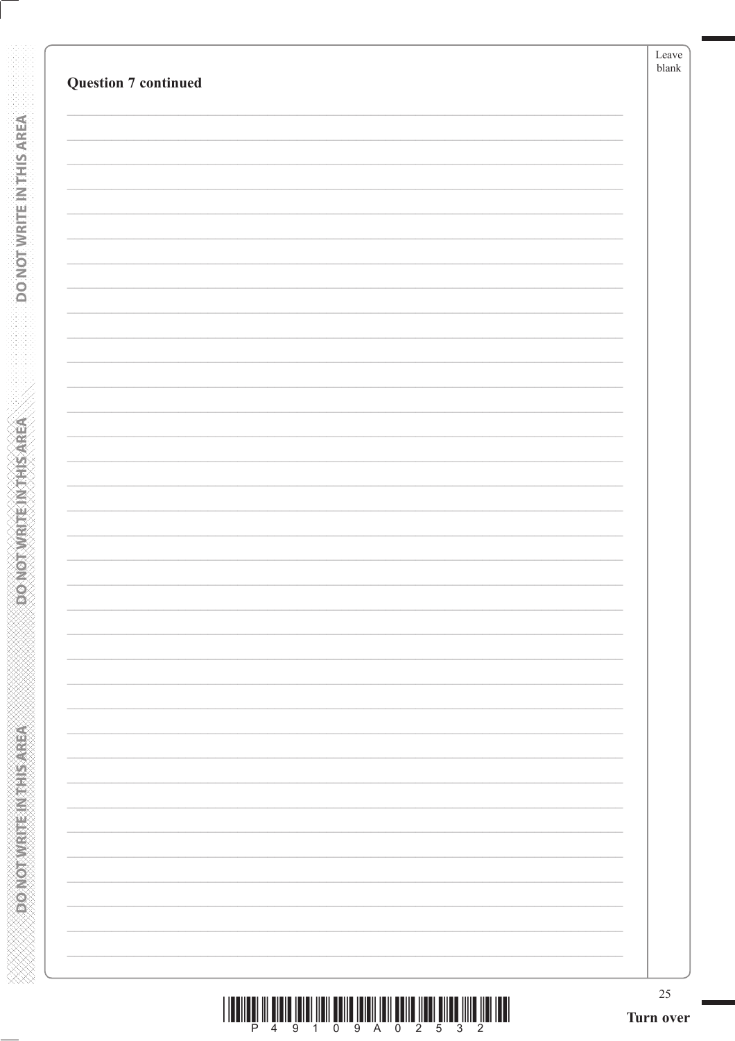**Question 7 continued**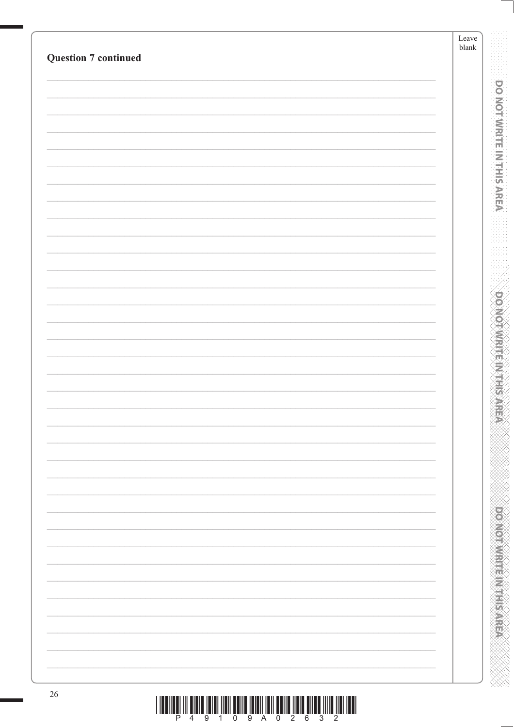**Question 7 continued**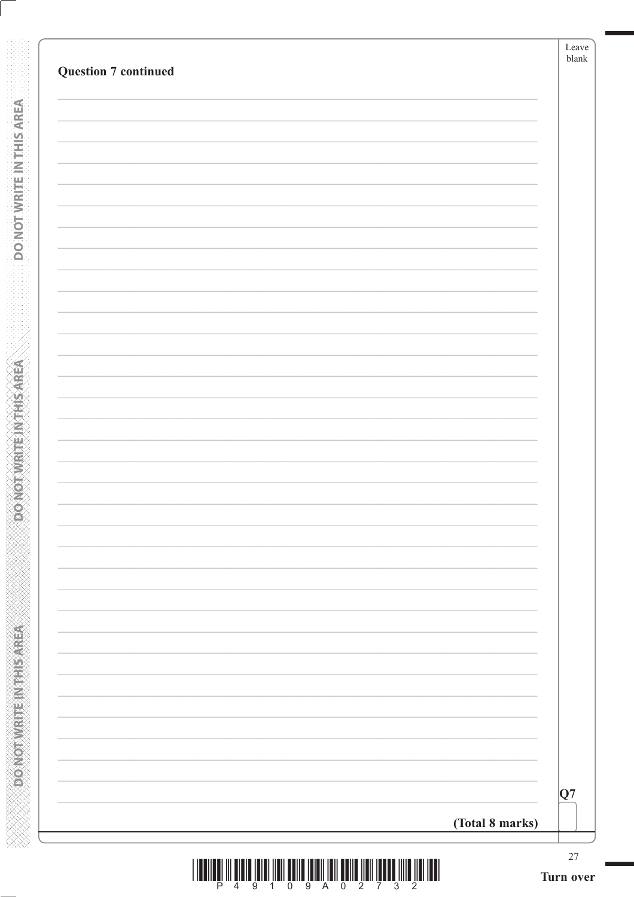**Question 7 continued**

**(Total 8 marks)**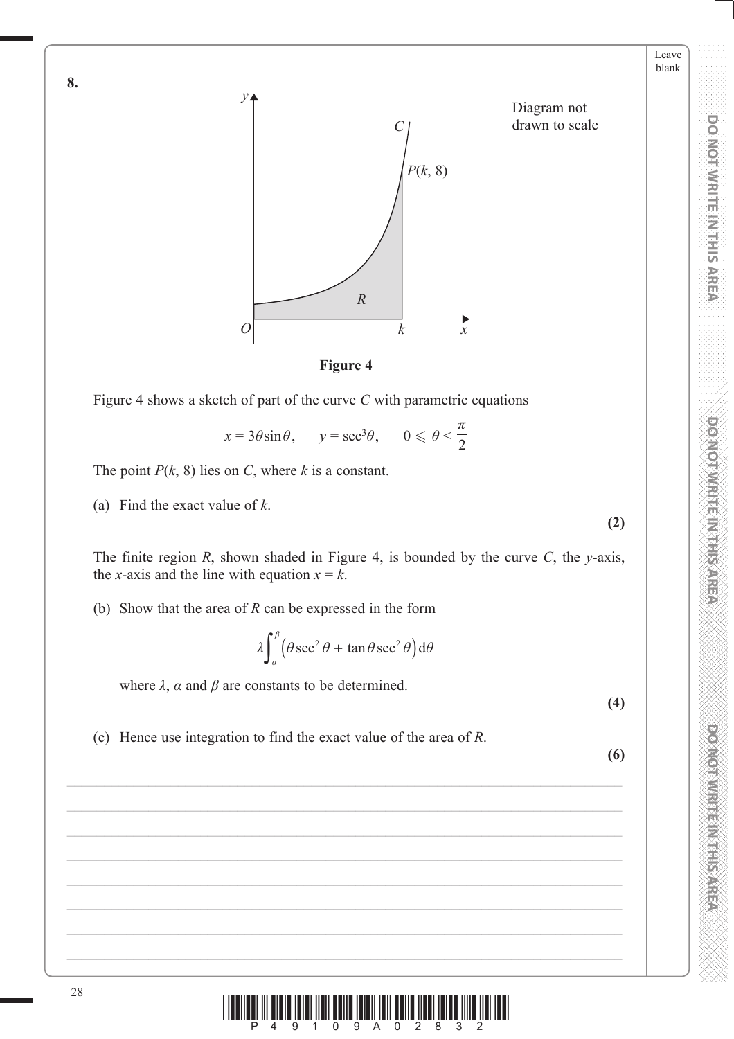**8.**

Diagram not drawn to scale

**Figure 4**

Figure 4 shows a sketch of part of the curve $C$ with parametric equations

$$x = 3\theta \sin\theta, \quad y = \sec^3\theta, \quad 0 \leqslant \theta < \frac{\pi}{2}$$

The point $P(k, 8)$ lies on $C$, where $k$ is a constant.

(a) Find the exact value of $k$.

**(2)**

The finite region $R$, shown shaded in Figure 4, is bounded by the curve $C$, the $y$-axis, the $x$-axis and the line with equation $x = k$.

(b) Show that the area of $R$ can be expressed in the form

$$\lambda \int_{\alpha}^{\beta} \left( \theta \sec^2\theta + \tan\theta \sec^2\theta \right) d\theta$$

where $\lambda$, $\alpha$ and $\beta$ are constants to be determined.

**(4)**

(c) Hence use integration to find the exact value of the area of $R$.

**(6)**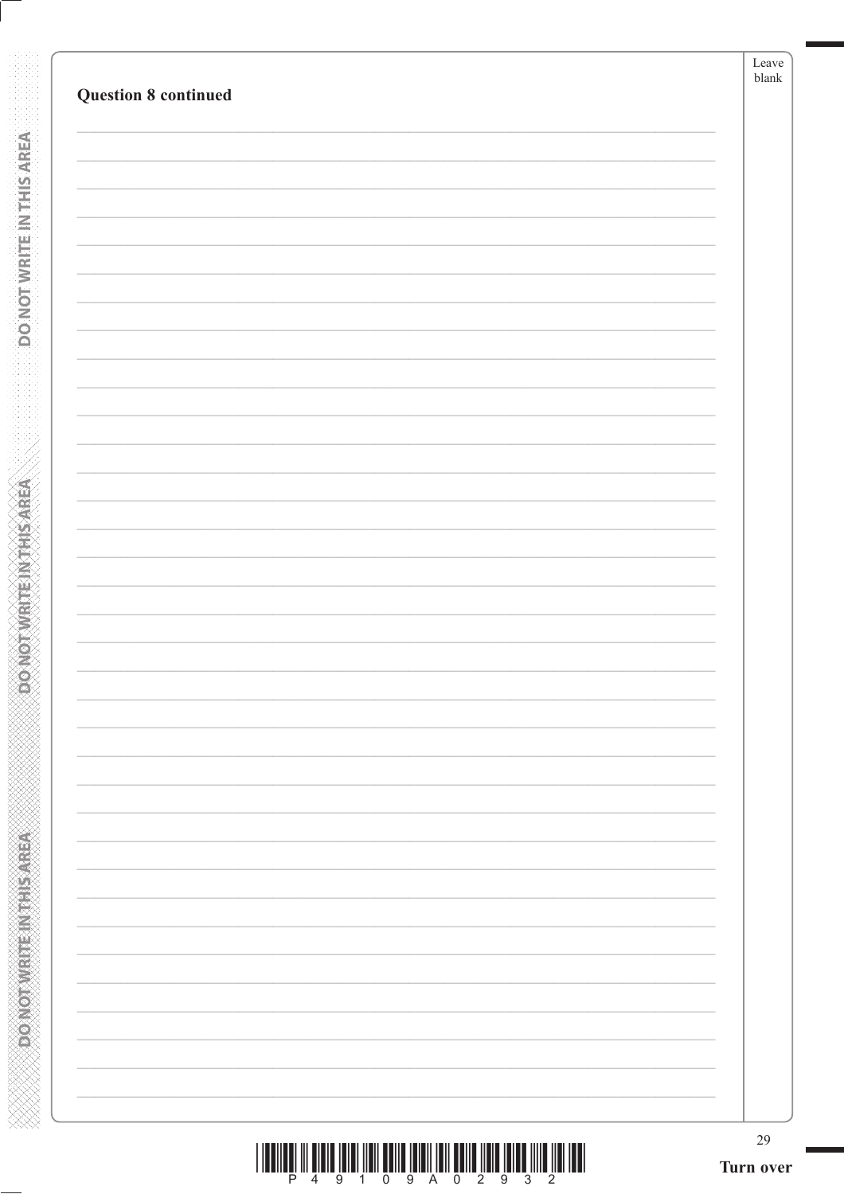**Question 8 continued**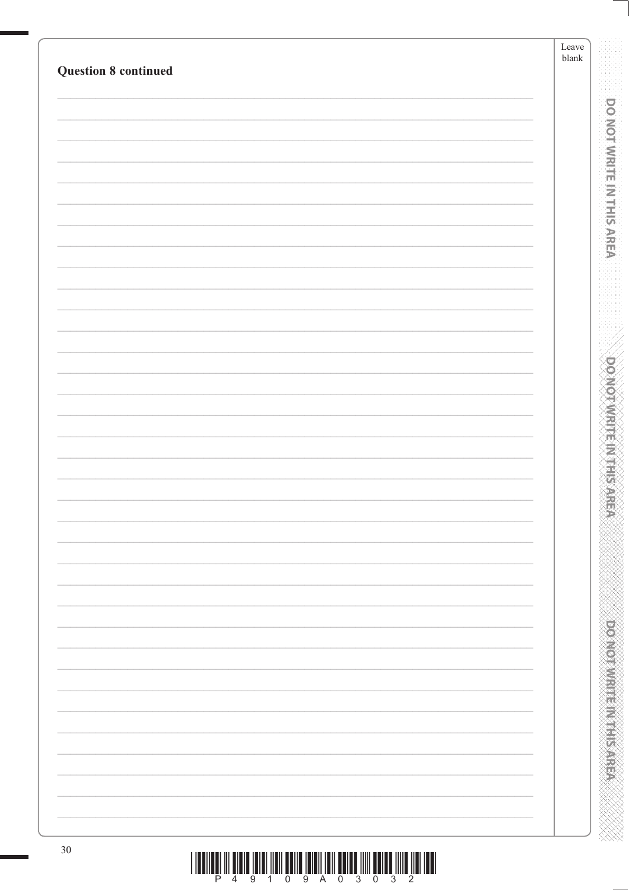**Question 8 continued**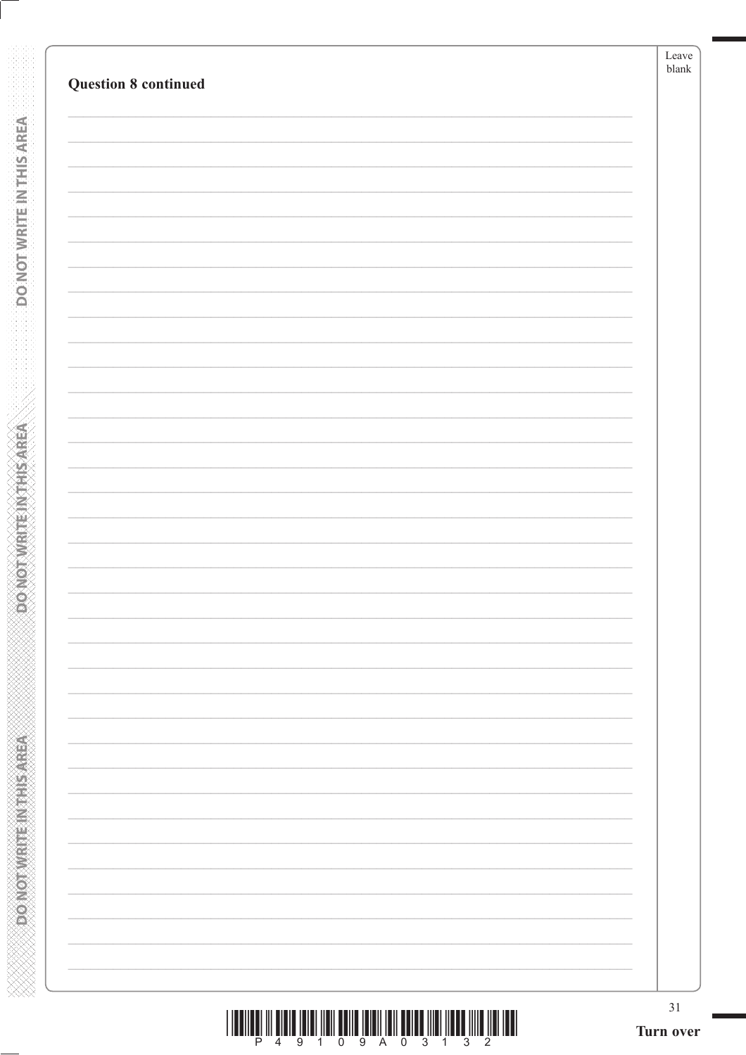**Question 8 continued**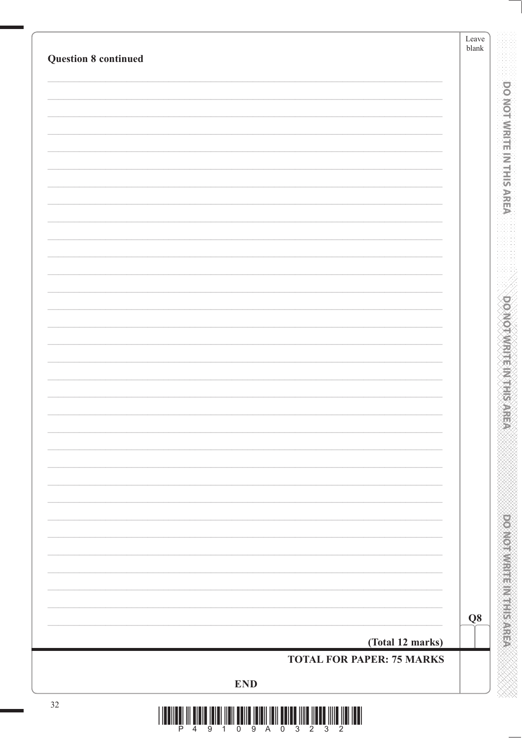**Question 8 continued**

**(Total 12 marks)**

**TOTAL FOR PAPER: 75 MARKS**

**END**